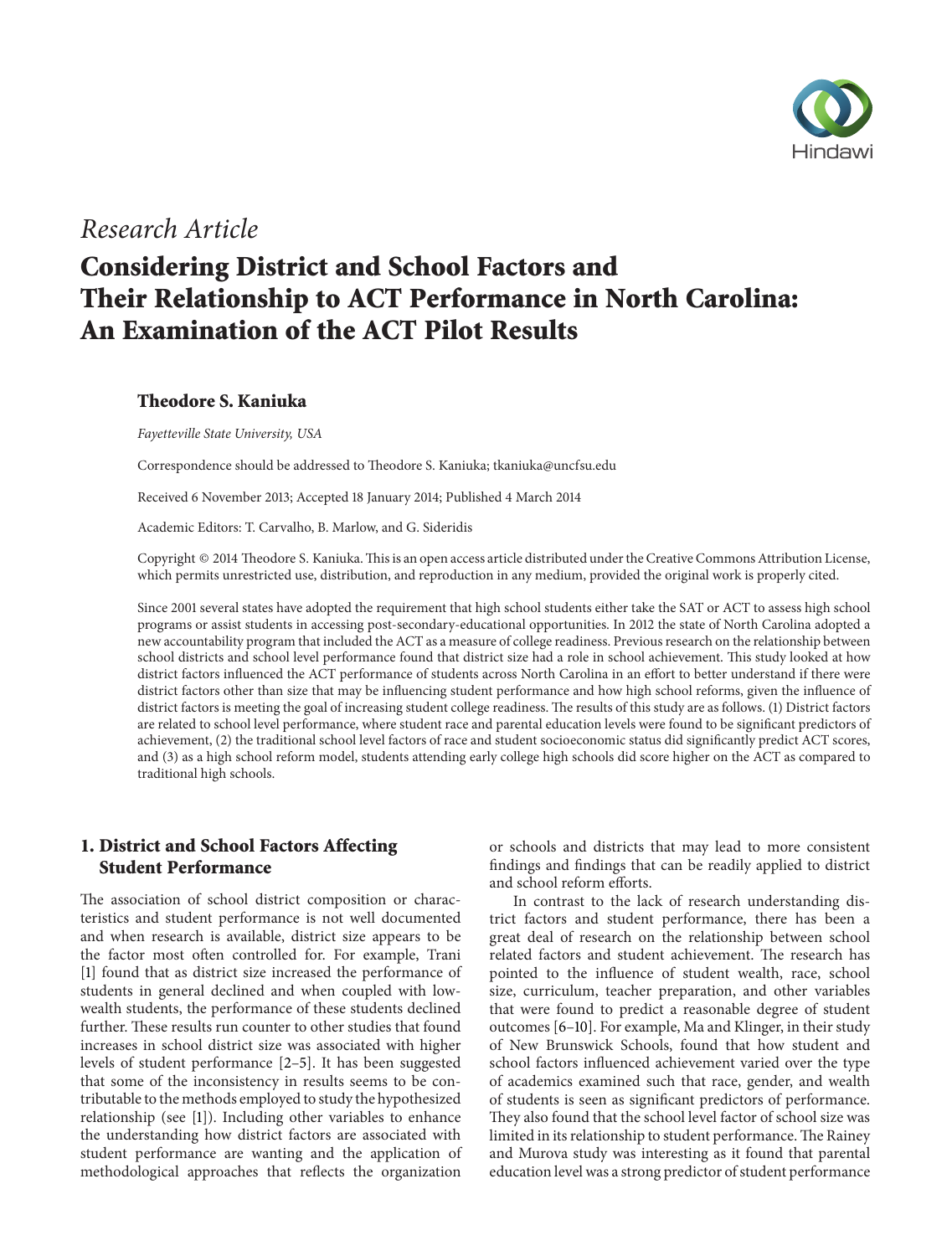*Research Article*

# Considering District and School Factors and Their Relationship to ACT Performance in North Carolina: An Examination of the ACT Pilot Results

**Theodore S. Kaniuka**

*Fayetteville State University, USA*

Correspondence should be addressed to Theodore S. Kaniuka; tkaniuka@uncfsu.edu

Received 6 November 2013; Accepted 18 January 2014; Published 4 March 2014

Academic Editors: T. Carvalho, B. Marlow, and G. Sideridis

Copyright © 2014 Theodore S. Kaniuka. This is an open access article distributed under the Creative Commons Attribution License, which permits unrestricted use, distribution, and reproduction in any medium, provided the original work is properly cited.

Since 2001 several states have adopted the requirement that high school students either take the SAT or ACT to assess high school programs or assist students in accessing post-secondary-educational opportunities. In 2012 the state of North Carolina adopted a new accountability program that included the ACT as a measure of college readiness. Previous research on the relationship between school districts and school level performance found that district size had a role in school achievement. This study looked at how district factors influenced the ACT performance of students across North Carolina in an effort to better understand if there were district factors other than size that may be influencing student performance and how high school reforms, given the influence of district factors is meeting the goal of increasing student college readiness. The results of this study are as follows. (1) District factors are related to school level performance, where student race and parental education levels were found to be significant predictors of achievement, (2) the traditional school level factors of race and student socioeconomic status did significantly predict ACT scores, and (3) as a high school reform model, students attending early college high schools did score higher on the ACT as compared to traditional high schools.

## 1. District and School Factors Affecting Student Performance

The association of school district composition or characteristics and student performance is not well documented and when research is available, district size appears to be the factor most often controlled for. For example, Trani [1] found that as district size increased the performance of students in general declined and when coupled with low-wealth students, the performance of these students declined further. These results run counter to other studies that found increases in school district size was associated with higher levels of student performance [2–5]. It has been suggested that some of the inconsistency in results seems to be contributable to the methods employed to study the hypothesized relationship (see [1]). Including other variables to enhance the understanding how district factors are associated with student performance are wanting and the application of methodological approaches that reflects the organization or schools and districts that may lead to more consistent findings and findings that can be readily applied to district and school reform efforts.

In contrast to the lack of research understanding district factors and student performance, there has been a great deal of research on the relationship between school related factors and student achievement. The research has pointed to the influence of student wealth, race, school size, curriculum, teacher preparation, and other variables that were found to predict a reasonable degree of student outcomes [6–10]. For example, Ma and Klinger, in their study of New Brunswick Schools, found that how student and school factors influenced achievement varied over the type of academics examined such that race, gender, and wealth of students is seen as significant predictors of performance. They also found that the school level factor of school size was limited in its relationship to student performance. The Rainey and Murova study was interesting as it found that parental education level was a strong predictor of student performance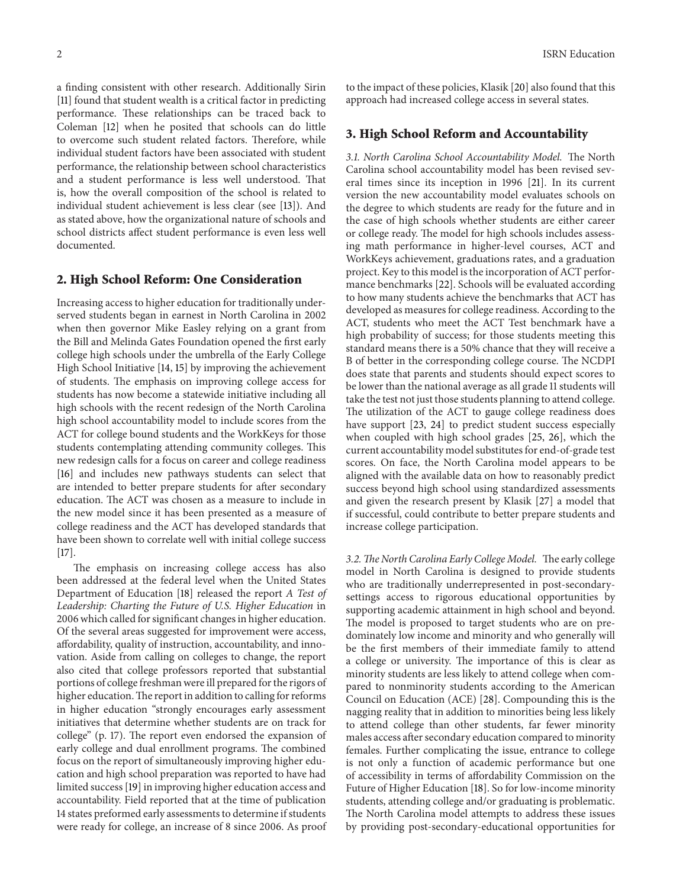a finding consistent with other research. Additionally Sirin [11] found that student wealth is a critical factor in predicting performance. These relationships can be traced back to Coleman [12] when he posited that schools can do little to overcome such student related factors. Therefore, while individual student factors have been associated with student performance, the relationship between school characteristics and a student performance is less well understood. That is, how the overall composition of the school is related to individual student achievement is less clear (see [13]). And as stated above, how the organizational nature of schools and school districts affect student performance is even less well documented.

## 2. High School Reform: One Consideration

Increasing access to higher education for traditionally underserved students began in earnest in North Carolina in 2002 when then governor Mike Easley relying on a grant from the Bill and Melinda Gates Foundation opened the first early college high schools under the umbrella of the Early College High School Initiative [14, 15] by improving the achievement of students. The emphasis on improving college access for students has now become a statewide initiative including all high schools with the recent redesign of the North Carolina high school accountability model to include scores from the ACT for college bound students and the WorkKeys for those students contemplating attending community colleges. This new redesign calls for a focus on career and college readiness [16] and includes new pathways students can select that are intended to better prepare students for after secondary education. The ACT was chosen as a measure to include in the new model since it has been presented as a measure of college readiness and the ACT has developed standards that have been shown to correlate well with initial college success [17].

The emphasis on increasing college access has also been addressed at the federal level when the United States Department of Education [18] released the report *A Test of Leadership: Charting the Future of U.S. Higher Education* in 2006 which called for significant changes in higher education. Of the several areas suggested for improvement were access, affordability, quality of instruction, accountability, and innovation. Aside from calling on colleges to change, the report also cited that college professors reported that substantial portions of college freshman were ill prepared for the rigors of higher education. The report in addition to calling for reforms in higher education "strongly encourages early assessment initiatives that determine whether students are on track for college" (p. 17). The report even endorsed the expansion of early college and dual enrollment programs. The combined focus on the report of simultaneously improving higher education and high school preparation was reported to have had limited success [19] in improving higher education access and accountability. Field reported that at the time of publication 14 states preformed early assessments to determine if students were ready for college, an increase of 8 since 2006. As proof to the impact of these policies, Klasik [20] also found that this approach had increased college access in several states.

## 3. High School Reform and Accountability

*3.1. North Carolina School Accountability Model.* The North Carolina school accountability model has been revised several times since its inception in 1996 [21]. In its current version the new accountability model evaluates schools on the degree to which students are ready for the future and in the case of high schools whether students are either career or college ready. The model for high schools includes assessing math performance in higher-level courses, ACT and WorkKeys achievement, graduations rates, and a graduation project. Key to this model is the incorporation of ACT performance benchmarks [22]. Schools will be evaluated according to how many students achieve the benchmarks that ACT has developed as measures for college readiness. According to the ACT, students who meet the ACT Test benchmark have a high probability of success; for those students meeting this standard means there is a 50% chance that they will receive a B of better in the corresponding college course. The NCDPI does state that parents and students should expect scores to be lower than the national average as all grade 11 students will take the test not just those students planning to attend college. The utilization of the ACT to gauge college readiness does have support [23, 24] to predict student success especially when coupled with high school grades [25, 26], which the current accountability model substitutes for end-of-grade test scores. On face, the North Carolina model appears to be aligned with the available data on how to reasonably predict success beyond high school using standardized assessments and given the research present by Klasik [27] a model that if successful, could contribute to better prepare students and increase college participation.

*3.2. The North Carolina Early College Model.* The early college model in North Carolina is designed to provide students who are traditionally underrepresented in post-secondary-settings access to rigorous educational opportunities by supporting academic attainment in high school and beyond. The model is proposed to target students who are on predominately low income and minority and who generally will be the first members of their immediate family to attend a college or university. The importance of this is clear as minority students are less likely to attend college when compared to nonminority students according to the American Council on Education (ACE) [28]. Compounding this is the nagging reality that in addition to minorities being less likely to attend college than other students, far fewer minority males access after secondary education compared to minority females. Further complicating the issue, entrance to college is not only a function of academic performance but one of accessibility in terms of affordability Commission on the Future of Higher Education [18]. So for low-income minority students, attending college and/or graduating is problematic. The North Carolina model attempts to address these issues by providing post-secondary-educational opportunities for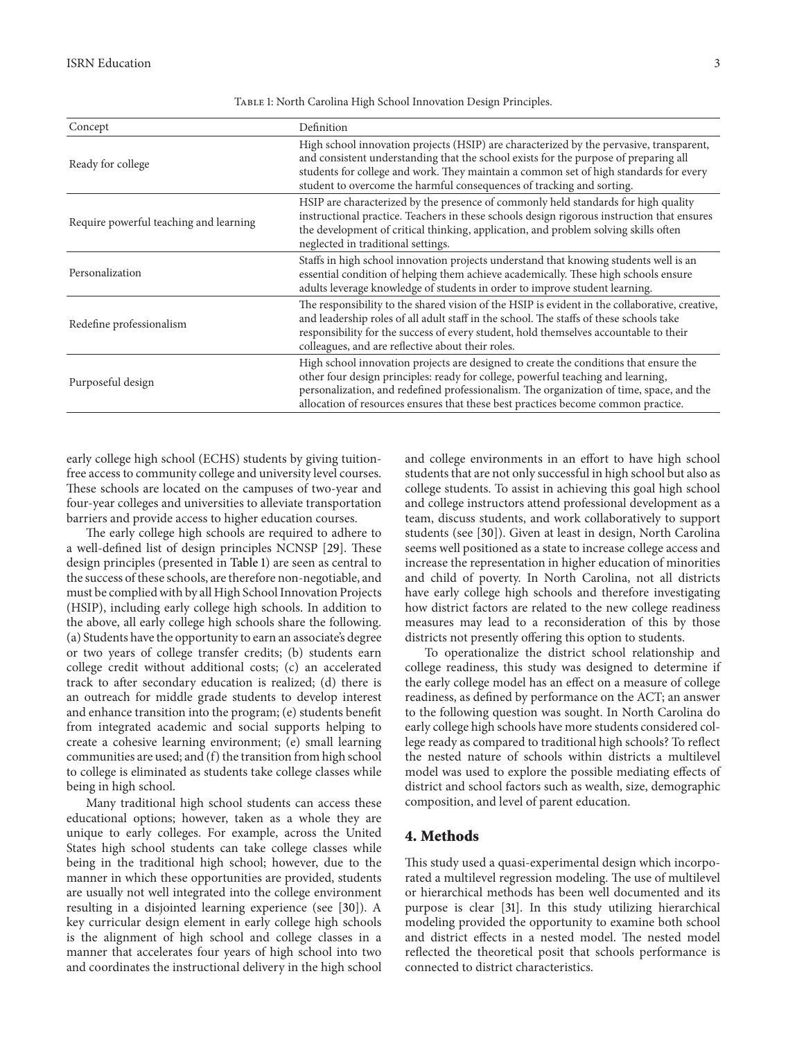Table 1: North Carolina High School Innovation Design Principles.

| Concept | Definition |
|---|---|
| Ready for college | High school innovation projects (HSIP) are characterized by the pervasive, transparent, and consistent understanding that the school exists for the purpose of preparing all students for college and work. They maintain a common set of high standards for every student to overcome the harmful consequences of tracking and sorting. |
| Require powerful teaching and learning | HSIP are characterized by the presence of commonly held standards for high quality instructional practice. Teachers in these schools design rigorous instruction that ensures the development of critical thinking, application, and problem solving skills often neglected in traditional settings. |
| Personalization | Staffs in high school innovation projects understand that knowing students well is an essential condition of helping them achieve academically. These high schools ensure adults leverage knowledge of students in order to improve student learning. |
| Redefine professionalism | The responsibility to the shared vision of the HSIP is evident in the collaborative, creative, and leadership roles of all adult staff in the school. The staffs of these schools take responsibility for the success of every student, hold themselves accountable to their colleagues, and are reflective about their roles. |
| Purposeful design | High school innovation projects are designed to create the conditions that ensure the other four design principles: ready for college, powerful teaching and learning, personalization, and redefined professionalism. The organization of time, space, and the allocation of resources ensures that these best practices become common practice. |

early college high school (ECHS) students by giving tuition-free access to community college and university level courses. These schools are located on the campuses of two-year and four-year colleges and universities to alleviate transportation barriers and provide access to higher education courses.

The early college high schools are required to adhere to a well-defined list of design principles NCNSP [29]. These design principles (presented in Table 1) are seen as central to the success of these schools, are therefore non-negotiable, and must be complied with by all High School Innovation Projects (HSIP), including early college high schools. In addition to the above, all early college high schools share the following. (a) Students have the opportunity to earn an associate's degree or two years of college transfer credits; (b) students earn college credit without additional costs; (c) an accelerated track to after secondary education is realized; (d) there is an outreach for middle grade students to develop interest and enhance transition into the program; (e) students benefit from integrated academic and social supports helping to create a cohesive learning environment; (e) small learning communities are used; and (f) the transition from high school to college is eliminated as students take college classes while being in high school.

Many traditional high school students can access these educational options; however, taken as a whole they are unique to early colleges. For example, across the United States high school students can take college classes while being in the traditional high school; however, due to the manner in which these opportunities are provided, students are usually not well integrated into the college environment resulting in a disjointed learning experience (see [30]). A key curricular design element in early college high schools is the alignment of high school and college classes in a manner that accelerates four years of high school into two and coordinates the instructional delivery in the high school and college environments in an effort to have high school students that are not only successful in high school but also as college students. To assist in achieving this goal high school and college instructors attend professional development as a team, discuss students, and work collaboratively to support students (see [30]). Given at least in design, North Carolina seems well positioned as a state to increase college access and increase the representation in higher education of minorities and child of poverty. In North Carolina, not all districts have early college high schools and therefore investigating how district factors are related to the new college readiness measures may lead to a reconsideration of this by those districts not presently offering this option to students.

To operationalize the district school relationship and college readiness, this study was designed to determine if the early college model has an effect on a measure of college readiness, as defined by performance on the ACT; an answer to the following question was sought. In North Carolina do early college high schools have more students considered college ready as compared to traditional high schools? To reflect the nested nature of schools within districts a multilevel model was used to explore the possible mediating effects of district and school factors such as wealth, size, demographic composition, and level of parent education.

## 4. Methods

This study used a quasi-experimental design which incorporated a multilevel regression modeling. The use of multilevel or hierarchical methods has been well documented and its purpose is clear [31]. In this study utilizing hierarchical modeling provided the opportunity to examine both school and district effects in a nested model. The nested model reflected the theoretical posit that schools performance is connected to district characteristics.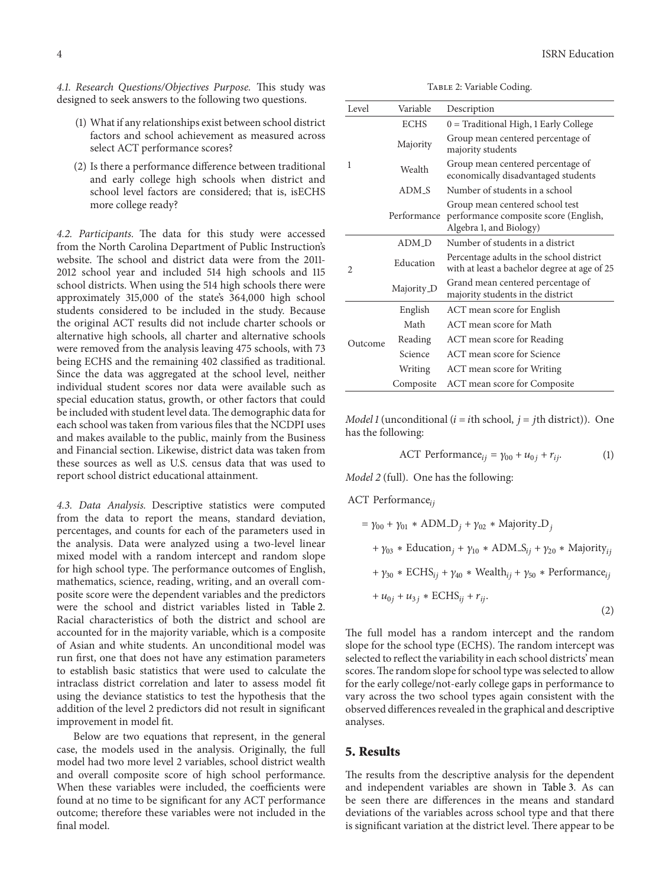*4.1. Research Questions/Objectives Purpose.* This study was designed to seek answers to the following two questions.

(1) What if any relationships exist between school district factors and school achievement as measured across select ACT performance scores?

(2) Is there a performance difference between traditional and early college high schools when district and school level factors are considered; that is, isECHS more college ready?

*4.2. Participants.* The data for this study were accessed from the North Carolina Department of Public Instruction's website. The school and district data were from the 2011-2012 school year and included 514 high schools and 115 school districts. When using the 514 high schools there were approximately 315,000 of the state's 364,000 high school students considered to be included in the study. Because the original ACT results did not include charter schools or alternative high schools, all charter and alternative schools were removed from the analysis leaving 475 schools, with 73 being ECHS and the remaining 402 classified as traditional. Since the data was aggregated at the school level, neither individual student scores nor data were available such as special education status, growth, or other factors that could be included with student level data. The demographic data for each school was taken from various files that the NCDPI uses and makes available to the public, mainly from the Business and Financial section. Likewise, district data was taken from these sources as well as U.S. census data that was used to report school district educational attainment.

*4.3. Data Analysis.* Descriptive statistics were computed from the data to report the means, standard deviation, percentages, and counts for each of the parameters used in the analysis. Data were analyzed using a two-level linear mixed model with a random intercept and random slope for high school type. The performance outcomes of English, mathematics, science, reading, writing, and an overall composite score were the dependent variables and the predictors were the school and district variables listed in Table 2. Racial characteristics of both the district and school are accounted for in the majority variable, which is a composite of Asian and white students. An unconditional model was run first, one that does not have any estimation parameters to establish basic statistics that were used to calculate the intraclass district correlation and later to assess model fit using the deviance statistics to test the hypothesis that the addition of the level 2 predictors did not result in significant improvement in model fit.

Below are two equations that represent, in the general case, the models used in the analysis. Originally, the full model had two more level 2 variables, school district wealth and overall composite score of high school performance. When these variables were included, the coefficients were found at no time to be significant for any ACT performance outcome; therefore these variables were not included in the final model.

Table 2: Variable Coding.

| Level | Variable | Description |
|---|---|---|
| 1 | ECHS | 0 = Traditional High, 1 Early College |
| | Majority | Group mean centered percentage of majority students |
| | Wealth | Group mean centered percentage of economically disadvantaged students |
| | ADM_S | Number of students in a school |
| | Performance | Group mean centered school test performance composite score (English, Algebra 1, and Biology) |
| 2 | ADM_D | Number of students in a district |
| | Education | Percentage adults in the school district with at least a bachelor degree at age of 25 |
| | Majority_D | Grand mean centered percentage of majority students in the district |
| Outcome | English | ACT mean score for English |
| | Math | ACT mean score for Math |
| | Reading | ACT mean score for Reading |
| | Science | ACT mean score for Science |
| | Writing | ACT mean score for Writing |
| | Composite | ACT mean score for Composite |

*Model 1* (unconditional ($i$ = $i$th school, $j$ = $j$th district)). One has the following:

$$\text{ACT Performance}_{ij} = \gamma_{00} + u_{0j} + r_{ij}. \tag{1}$$

*Model 2* (full). One has the following:

$$\begin{aligned}\text{ACT Performance}_{ij} &= \gamma_{00} + \gamma_{01} * \text{ADM\_D}_j + \gamma_{02} * \text{Majority\_D}_j \\ &\quad + \gamma_{03} * \text{Education}_j + \gamma_{10} * \text{ADM\_S}_{ij} + \gamma_{20} * \text{Majority}_{ij} \\ &\quad + \gamma_{30} * \text{ECHS}_{ij} + \gamma_{40} * \text{Wealth}_{ij} + \gamma_{50} * \text{Performance}_{ij} \\ &\quad + u_{0j} + u_{3j} * \text{ECHS}_{ij} + r_{ij}.\end{aligned} \tag{2}$$

The full model has a random intercept and the random slope for the school type (ECHS). The random intercept was selected to reflect the variability in each school districts' mean scores. The random slope for school type was selected to allow for the early college/not-early college gaps in performance to vary across the two school types again consistent with the observed differences revealed in the graphical and descriptive analyses.

## 5. Results

The results from the descriptive analysis for the dependent and independent variables are shown in Table 3. As can be seen there are differences in the means and standard deviations of the variables across school type and that there is significant variation at the district level. There appear to be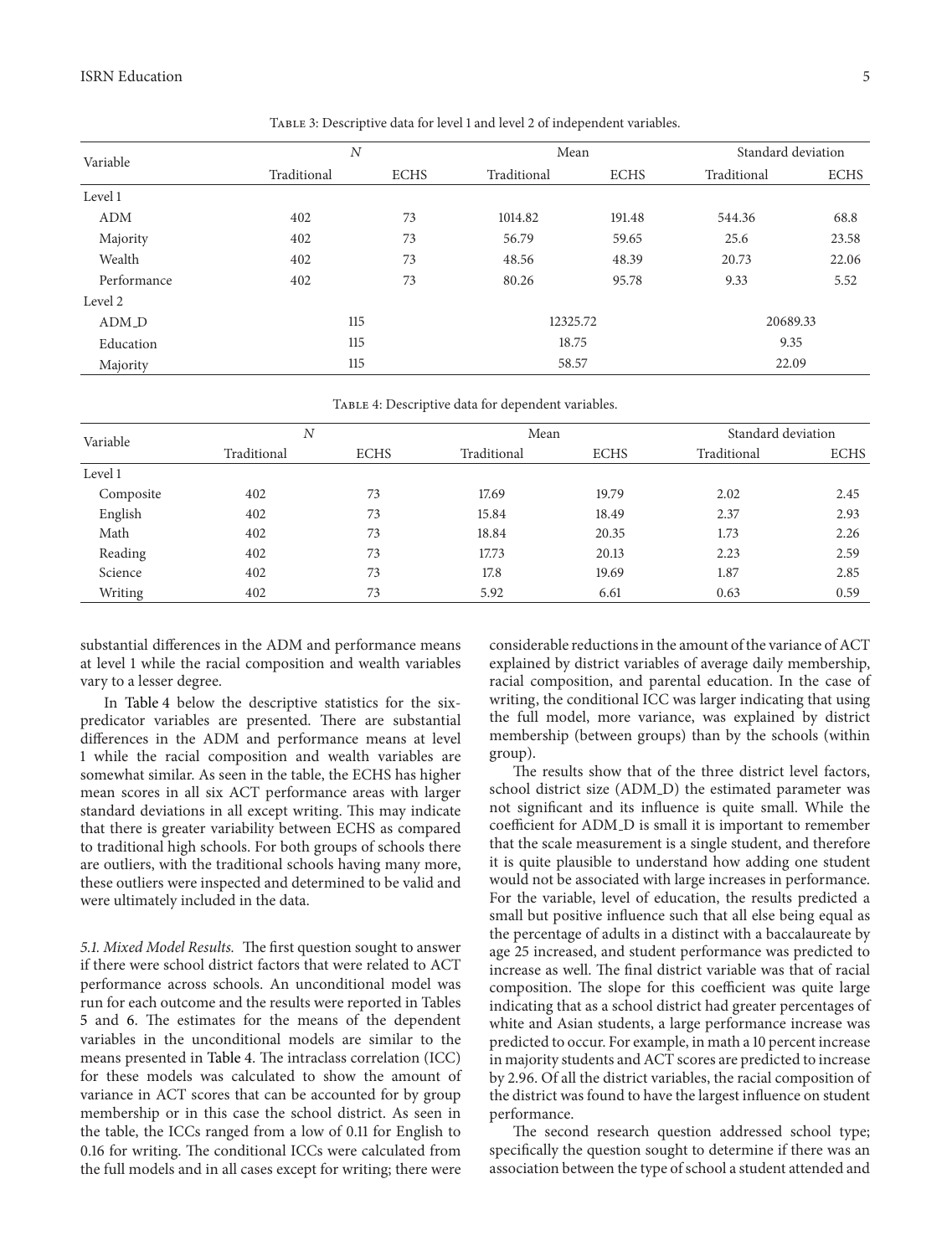Table 3: Descriptive data for level 1 and level 2 of independent variables.

| Variable | N | | Mean | | Standard deviation | |
|---|---|---|---|---|---|---|
| | Traditional | ECHS | Traditional | ECHS | Traditional | ECHS |
| Level 1 | | | | | | |
| ADM | 402 | 73 | 1014.82 | 191.48 | 544.36 | 68.8 |
| Majority | 402 | 73 | 56.79 | 59.65 | 25.6 | 23.58 |
| Wealth | 402 | 73 | 48.56 | 48.39 | 20.73 | 22.06 |
| Performance | 402 | 73 | 80.26 | 95.78 | 9.33 | 5.52 |
| Level 2 | | | | | | |
| ADM_D | 115 | | 12325.72 | | 20689.33 | |
| Education | 115 | | 18.75 | | 9.35 | |
| Majority | 115 | | 58.57 | | 22.09 | |

Table 4: Descriptive data for dependent variables.

| Variable | N | | Mean | | Standard deviation | |
|---|---|---|---|---|---|---|
| | Traditional | ECHS | Traditional | ECHS | Traditional | ECHS |
| Level 1 | | | | | | |
| Composite | 402 | 73 | 17.69 | 19.79 | 2.02 | 2.45 |
| English | 402 | 73 | 15.84 | 18.49 | 2.37 | 2.93 |
| Math | 402 | 73 | 18.84 | 20.35 | 1.73 | 2.26 |
| Reading | 402 | 73 | 17.73 | 20.13 | 2.23 | 2.59 |
| Science | 402 | 73 | 17.8 | 19.69 | 1.87 | 2.85 |
| Writing | 402 | 73 | 5.92 | 6.61 | 0.63 | 0.59 |

substantial differences in the ADM and performance means at level 1 while the racial composition and wealth variables vary to a lesser degree.

In Table 4 below the descriptive statistics for the six-predicator variables are presented. There are substantial differences in the ADM and performance means at level 1 while the racial composition and wealth variables are somewhat similar. As seen in the table, the ECHS has higher mean scores in all six ACT performance areas with larger standard deviations in all except writing. This may indicate that there is greater variability between ECHS as compared to traditional high schools. For both groups of schools there are outliers, with the traditional schools having many more, these outliers were inspected and determined to be valid and were ultimately included in the data.

*5.1. Mixed Model Results.* The first question sought to answer if there were school district factors that were related to ACT performance across schools. An unconditional model was run for each outcome and the results were reported in Tables 5 and 6. The estimates for the means of the dependent variables in the unconditional models are similar to the means presented in Table 4. The intraclass correlation (ICC) for these models was calculated to show the amount of variance in ACT scores that can be accounted for by group membership or in this case the school district. As seen in the table, the ICCs ranged from a low of 0.11 for English to 0.16 for writing. The conditional ICCs were calculated from the full models and in all cases except for writing; there were considerable reductions in the amount of the variance of ACT explained by district variables of average daily membership, racial composition, and parental education. In the case of writing, the conditional ICC was larger indicating that using the full model, more variance, was explained by district membership (between groups) than by the schools (within group).

The results show that of the three district level factors, school district size (ADM_D) the estimated parameter was not significant and its influence is quite small. While the coefficient for ADM_D is small it is important to remember that the scale measurement is a single student, and therefore it is quite plausible to understand how adding one student would not be associated with large increases in performance. For the variable, level of education, the results predicted a small but positive influence such that all else being equal as the percentage of adults in a distinct with a baccalaureate by age 25 increased, and student performance was predicted to increase as well. The final district variable was that of racial composition. The slope for this coefficient was quite large indicating that as a school district had greater percentages of white and Asian students, a large performance increase was predicted to occur. For example, in math a 10 percent increase in majority students and ACT scores are predicted to increase by 2.96. Of all the district variables, the racial composition of the district was found to have the largest influence on student performance.

The second research question addressed school type; specifically the question sought to determine if there was an association between the type of school a student attended and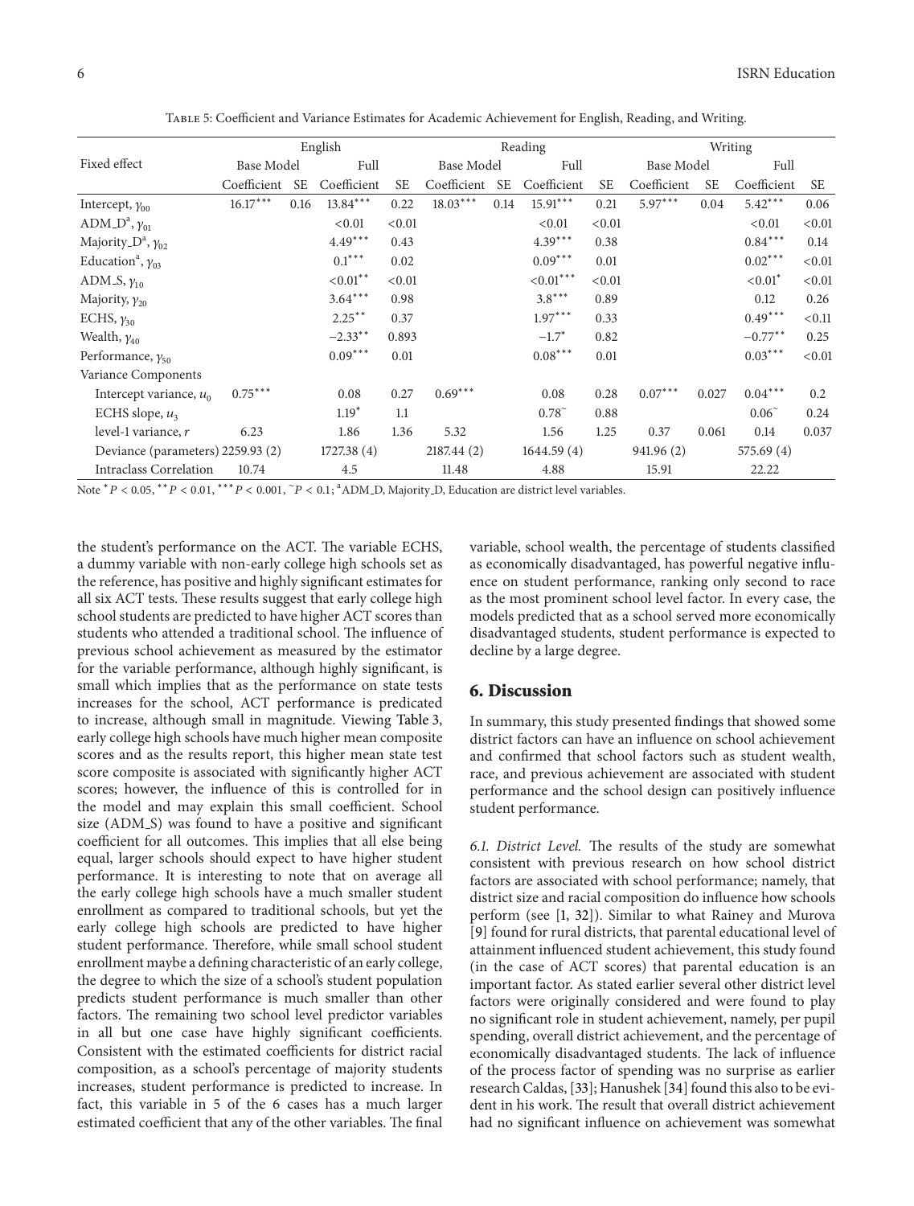Table 5: Coefficient and Variance Estimates for Academic Achievement for English, Reading, and Writing.

| Fixed effect | English | | | | Reading | | | | Writing | | | |
|---|---|---|---|---|---|---|---|---|---|---|---|---|
| | Base Model | | Full | | Base Model | | Full | | Base Model | | Full | |
| | Coefficient | SE | Coefficient | SE | Coefficient | SE | Coefficient | SE | Coefficient | SE | Coefficient | SE |
| Intercept, $\gamma_{00}$ | 16.17*** | 0.16 | 13.84*** | 0.22 | 18.03*** | 0.14 | 15.91*** | 0.21 | 5.97*** | 0.04 | 5.42*** | 0.06 |
| ADM_D[a], $\gamma_{01}$ | | | <0.01 | <0.01 | | | <0.01 | <0.01 | | | <0.01 | <0.01 |
| Majority_D[a], $\gamma_{02}$ | | | 4.49*** | 0.43 | | | 4.39*** | 0.38 | | | 0.84*** | 0.14 |
| Education[a], $\gamma_{03}$ | | | 0.1*** | 0.02 | | | 0.09*** | 0.01 | | | 0.02*** | <0.01 |
| ADM_S, $\gamma_{10}$ | | | <0.01** | <0.01 | | | <0.01*** | <0.01 | | | <0.01* | <0.01 |
| Majority, $\gamma_{20}$ | | | 3.64*** | 0.98 | | | 3.8*** | 0.89 | | | 0.12 | 0.26 |
| ECHS, $\gamma_{30}$ | | | 2.25** | 0.37 | | | 1.97*** | 0.33 | | | 0.49*** | <0.11 |
| Wealth, $\gamma_{40}$ | | | −2.33** | 0.893 | | | −1.7* | 0.82 | | | −0.77** | 0.25 |
| Performance, $\gamma_{50}$ | | | 0.09*** | 0.01 | | | 0.08*** | 0.01 | | | 0.03*** | <0.01 |
| Variance Components | | | | | | | | | | | | |
| Intercept variance, $u_0$ | 0.75*** | | 0.08 | 0.27 | 0.69*** | | 0.08 | 0.28 | 0.07*** | 0.027 | 0.04*** | 0.2 |
| ECHS slope, $u_3$ | | | 1.19* | 1.1 | | | 0.78~ | 0.88 | | | 0.06~ | 0.24 |
| level-1 variance, $r$ | 6.23 | | 1.86 | 1.36 | 5.32 | | 1.56 | 1.25 | 0.37 | 0.061 | 0.14 | 0.037 |
| Deviance (parameters) | 2259.93 (2) | | 1727.38 (4) | | 2187.44 (2) | | 1644.59 (4) | | 941.96 (2) | | 575.69 (4) | |
| Intraclass Correlation | 10.74 | | 4.5 | | 11.48 | | 4.88 | | 15.91 | | 22.22 | |

Note *$P < 0.05$, **$P < 0.01$, ***$P < 0.001$, ~$P < 0.1$; [a]ADM_D, Majority_D, Education are district level variables.

the student's performance on the ACT. The variable ECHS, a dummy variable with non-early college high schools set as the reference, has positive and highly significant estimates for all six ACT tests. These results suggest that early college high school students are predicted to have higher ACT scores than students who attended a traditional school. The influence of previous school achievement as measured by the estimator for the variable performance, although highly significant, is small which implies that as the performance on state tests increases for the school, ACT performance is predicated to increase, although small in magnitude. Viewing Table 3, early college high schools have much higher mean composite scores and as the results report, this higher mean state test score composite is associated with significantly higher ACT scores; however, the influence of this is controlled for in the model and may explain this small coefficient. School size (ADM_S) was found to have a positive and significant coefficient for all outcomes. This implies that all else being equal, larger schools should expect to have higher student performance. It is interesting to note that on average all the early college high schools have a much smaller student enrollment as compared to traditional schools, but yet the early college high schools are predicted to have higher student performance. Therefore, while small school student enrollment maybe a defining characteristic of an early college, the degree to which the size of a school's student population predicts student performance is much smaller than other factors. The remaining two school level predictor variables in all but one case have highly significant coefficients. Consistent with the estimated coefficients for district racial composition, as a school's percentage of majority students increases, student performance is predicted to increase. In fact, this variable in 5 of the 6 cases has a much larger estimated coefficient that any of the other variables. The final variable, school wealth, the percentage of students classified as economically disadvantaged, has powerful negative influence on student performance, ranking only second to race as the most prominent school level factor. In every case, the models predicted that as a school served more economically disadvantaged students, student performance is expected to decline by a large degree.

## 6. Discussion

In summary, this study presented findings that showed some district factors can have an influence on school achievement and confirmed that school factors such as student wealth, race, and previous achievement are associated with student performance and the school design can positively influence student performance.

*6.1. District Level.* The results of the study are somewhat consistent with previous research on how school district factors are associated with school performance; namely, that district size and racial composition do influence how schools perform (see [1, 32]). Similar to what Rainey and Murova [9] found for rural districts, that parental educational level of attainment influenced student achievement, this study found (in the case of ACT scores) that parental education is an important factor. As stated earlier several other district level factors were originally considered and were found to play no significant role in student achievement, namely, per pupil spending, overall district achievement, and the percentage of economically disadvantaged students. The lack of influence of the process factor of spending was no surprise as earlier research Caldas, [33]; Hanushek [34] found this also to be evident in his work. The result that overall district achievement had no significant influence on achievement was somewhat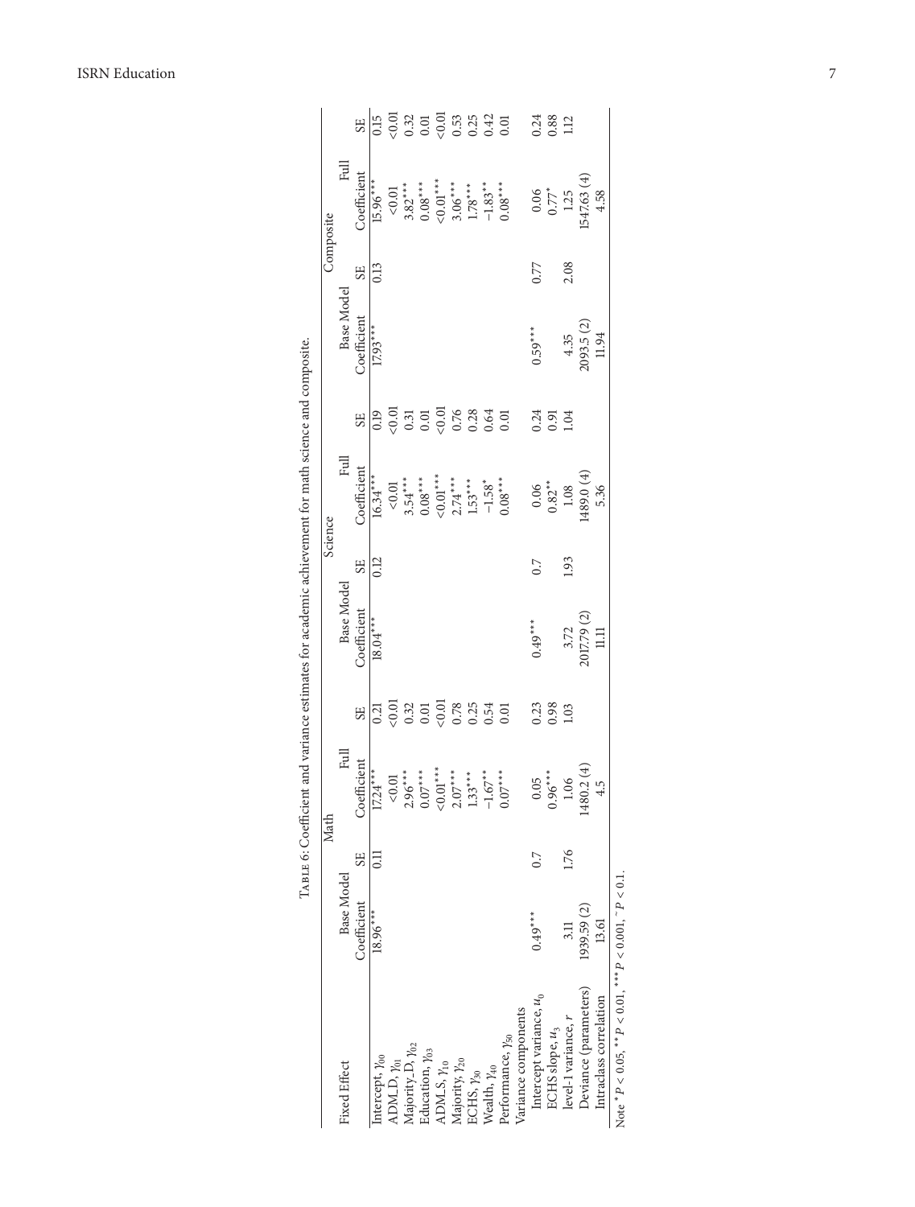Table 6: Coefficient and variance estimates for academic achievement for math science and composite.

| Fixed Effect | Math | | | | Science | | | | Composite | | | |
|---|---|---|---|---|---|---|---|---|---|---|---|---|
| | Base Model | | Full | | Base Model | | Full | | Base Model | | Full | |
| | Coefficient | SE | Coefficient | SE | Coefficient | SE | Coefficient | SE | Coefficient | SE | Coefficient | SE |
| Intercept, $\gamma_{00}$ | 18.96*** | 0.11 | 17.24*** | 0.21 | 18.04*** | 0.12 | 16.34*** | 0.19 | 17.93*** | 0.13 | 15.96*** | 0.15 |
| ADM_D, $\gamma_{01}$ | | | <0.01 | <0.01 | | | <0.01 | <0.01 | | | <0.01 | <0.01 |
| Majority_D, $\gamma_{02}$ | | | 2.96*** | 0.32 | | | 3.54*** | 0.31 | | | 3.82*** | 0.32 |
| Education, $\gamma_{03}$ | | | 0.07*** | 0.01 | | | 0.08*** | 0.01 | | | 0.08*** | 0.01 |
| ADM_S, $\gamma_{10}$ | | | <0.01*** | <0.01 | | | <0.01*** | <0.01 | | | <0.01*** | <0.01 |
| Majority, $\gamma_{20}$ | | | 2.07*** | 0.78 | | | 2.74*** | 0.76 | | | 3.06*** | 0.53 |
| ECHS, $\gamma_{30}$ | | | 1.33*** | 0.25 | | | 1.53*** | 0.28 | | | 1.78*** | 0.25 |
| Wealth, $\gamma_{40}$ | | | −1.67** | 0.54 | | | −1.58* | 0.64 | | | −1.83** | 0.42 |
| Performance, $\gamma_{50}$ | | | 0.07*** | 0.01 | | | 0.08*** | 0.01 | | | 0.08*** | 0.01 |
| Variance components | | | | | | | | | | | | |
| Intercept variance, $u_0$ | 0.49*** | 0.7 | 0.05 | 0.23 | 0.49*** | 0.7 | 0.06 | 0.24 | 0.59*** | 0.77 | 0.06 | 0.24 |
| ECHS slope, $u_3$ | | | 0.96*** | 0.98 | | | 0.82** | 0.91 | | | 0.77* | 0.88 |
| level-1 variance, $r$ | 3.11 | 1.76 | 1.06 | 1.03 | 3.72 | 1.93 | 1.08 | 1.04 | 4.35 | 2.08 | 1.25 | 1.12 |
| Deviance (parameters) | 1939.59 (2) | | 1480.2 (4) | | 2017.79 (2) | | 1489.0 (4) | | 2093.5 (2) | | 1547.63 (4) | |
| Intraclass correlation | 13.61 | | 4.5 | | 11.11 | | 5.36 | | 11.94 | | 4.58 | |

Note *$P < 0.05$, **$P < 0.01$, ***$P < 0.001$, ~$P < 0.1$.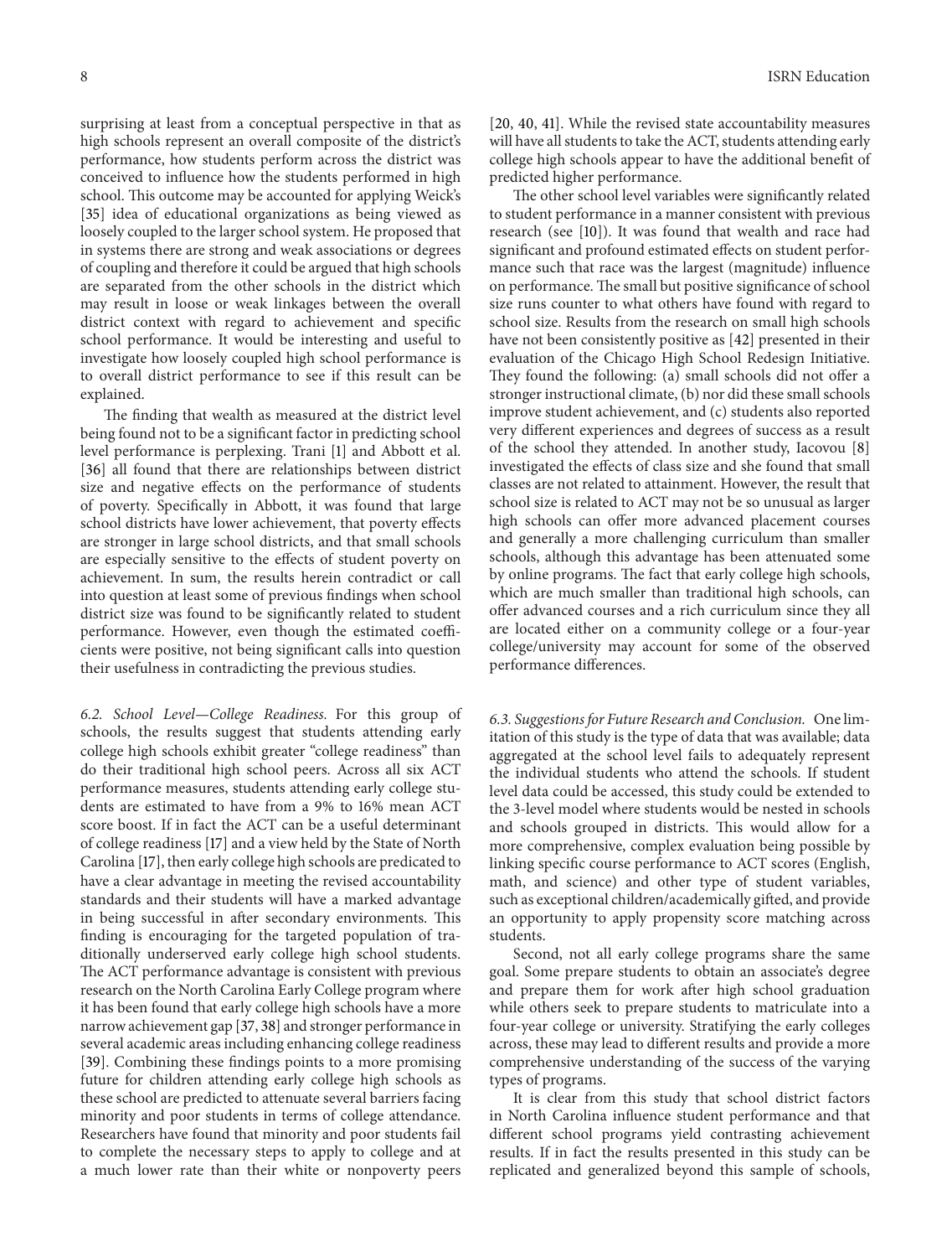surprising at least from a conceptual perspective in that as high schools represent an overall composite of the district's performance, how students perform across the district was conceived to influence how the students performed in high school. This outcome may be accounted for applying Weick's [35] idea of educational organizations as being viewed as loosely coupled to the larger school system. He proposed that in systems there are strong and weak associations or degrees of coupling and therefore it could be argued that high schools are separated from the other schools in the district which may result in loose or weak linkages between the overall district context with regard to achievement and specific school performance. It would be interesting and useful to investigate how loosely coupled high school performance is to overall district performance to see if this result can be explained.

The finding that wealth as measured at the district level being found not to be a significant factor in predicting school level performance is perplexing. Trani [1] and Abbott et al. [36] all found that there are relationships between district size and negative effects on the performance of students of poverty. Specifically in Abbott, it was found that large school districts have lower achievement, that poverty effects are stronger in large school districts, and that small schools are especially sensitive to the effects of student poverty on achievement. In sum, the results herein contradict or call into question at least some of previous findings when school district size was found to be significantly related to student performance. However, even though the estimated coefficients were positive, not being significant calls into question their usefulness in contradicting the previous studies.

*6.2. School Level—College Readiness.* For this group of schools, the results suggest that students attending early college high schools exhibit greater "college readiness" than do their traditional high school peers. Across all six ACT performance measures, students attending early college students are estimated to have from a 9% to 16% mean ACT score boost. If in fact the ACT can be a useful determinant of college readiness [17] and a view held by the State of North Carolina [17], then early college high schools are predicated to have a clear advantage in meeting the revised accountability standards and their students will have a marked advantage in being successful in after secondary environments. This finding is encouraging for the targeted population of traditionally underserved early college high school students. The ACT performance advantage is consistent with previous research on the North Carolina Early College program where it has been found that early college high schools have a more narrow achievement gap [37, 38] and stronger performance in several academic areas including enhancing college readiness [39]. Combining these findings points to a more promising future for children attending early college high schools as these school are predicted to attenuate several barriers facing minority and poor students in terms of college attendance. Researchers have found that minority and poor students fail to complete the necessary steps to apply to college and at a much lower rate than their white or nonpoverty peers [20, 40, 41]. While the revised state accountability measures will have all students to take the ACT, students attending early college high schools appear to have the additional benefit of predicted higher performance.

The other school level variables were significantly related to student performance in a manner consistent with previous research (see [10]). It was found that wealth and race had significant and profound estimated effects on student performance such that race was the largest (magnitude) influence on performance. The small but positive significance of school size runs counter to what others have found with regard to school size. Results from the research on small high schools have not been consistently positive as [42] presented in their evaluation of the Chicago High School Redesign Initiative. They found the following: (a) small schools did not offer a stronger instructional climate, (b) nor did these small schools improve student achievement, and (c) students also reported very different experiences and degrees of success as a result of the school they attended. In another study, Iacovou [8] investigated the effects of class size and she found that small classes are not related to attainment. However, the result that school size is related to ACT may not be so unusual as larger high schools can offer more advanced placement courses and generally a more challenging curriculum than smaller schools, although this advantage has been attenuated some by online programs. The fact that early college high schools, which are much smaller than traditional high schools, can offer advanced courses and a rich curriculum since they all are located either on a community college or a four-year college/university may account for some of the observed performance differences.

*6.3. Suggestions for Future Research and Conclusion.* One limitation of this study is the type of data that was available; data aggregated at the school level fails to adequately represent the individual students who attend the schools. If student level data could be accessed, this study could be extended to the 3-level model where students would be nested in schools and schools grouped in districts. This would allow for a more comprehensive, complex evaluation being possible by linking specific course performance to ACT scores (English, math, and science) and other type of student variables, such as exceptional children/academically gifted, and provide an opportunity to apply propensity score matching across students.

Second, not all early college programs share the same goal. Some prepare students to obtain an associate's degree and prepare them for work after high school graduation while others seek to prepare students to matriculate into a four-year college or university. Stratifying the early colleges across, these may lead to different results and provide a more comprehensive understanding of the success of the varying types of programs.

It is clear from this study that school district factors in North Carolina influence student performance and that different school programs yield contrasting achievement results. If in fact the results presented in this study can be replicated and generalized beyond this sample of schools,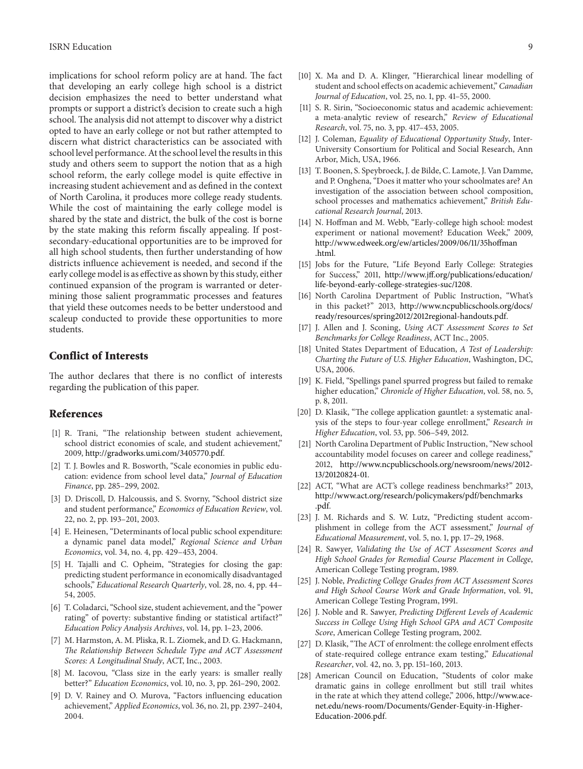implications for school reform policy are at hand. The fact that developing an early college high school is a district decision emphasizes the need to better understand what prompts or support a district's decision to create such a high school. The analysis did not attempt to discover why a district opted to have an early college or not but rather attempted to discern what district characteristics can be associated with school level performance. At the school level the results in this study and others seem to support the notion that as a high school reform, the early college model is quite effective in increasing student achievement and as defined in the context of North Carolina, it produces more college ready students. While the cost of maintaining the early college model is shared by the state and district, the bulk of the cost is borne by the state making this reform fiscally appealing. If post-secondary-educational opportunities are to be improved for all high school students, then further understanding of how districts influence achievement is needed, and second if the early college model is as effective as shown by this study, either continued expansion of the program is warranted or determining those salient programmatic processes and features that yield these outcomes needs to be better understood and scaleup conducted to provide these opportunities to more students.

## Conflict of Interests

The author declares that there is no conflict of interests regarding the publication of this paper.

## References

[1] R. Trani, "The relationship between student achievement, school district economies of scale, and student achievement," 2009, http://gradworks.umi.com/3405770.pdf.

[2] T. J. Bowles and R. Bosworth, "Scale economies in public education: evidence from school level data," *Journal of Education Finance*, pp. 285–299, 2002.

[3] D. Driscoll, D. Halcoussis, and S. Svorny, "School district size and student performance," *Economics of Education Review*, vol. 22, no. 2, pp. 193–201, 2003.

[4] E. Heinesen, "Determinants of local public school expenditure: a dynamic panel data model," *Regional Science and Urban Economics*, vol. 34, no. 4, pp. 429–453, 2004.

[5] H. Tajalli and C. Opheim, "Strategies for closing the gap: predicting student performance in economically disadvantaged schools," *Educational Research Quarterly*, vol. 28, no. 4, pp. 44–54, 2005.

[6] T. Coladarci, "School size, student achievement, and the "power rating" of poverty: substantive finding or statistical artifact?" *Education Policy Analysis Archives*, vol. 14, pp. 1–23, 2006.

[7] M. Harmston, A. M. Pliska, R. L. Ziomek, and D. G. Hackmann, *The Relationship Between Schedule Type and ACT Assessment Scores: A Longitudinal Study*, ACT, Inc., 2003.

[8] M. Iacovou, "Class size in the early years: is smaller really better?" *Education Economics*, vol. 10, no. 3, pp. 261–290, 2002.

[9] D. V. Rainey and O. Murova, "Factors influencing education achievement," *Applied Economics*, vol. 36, no. 21, pp. 2397–2404, 2004.

[10] X. Ma and D. A. Klinger, "Hierarchical linear modelling of student and school effects on academic achievement," *Canadian Journal of Education*, vol. 25, no. 1, pp. 41–55, 2000.

[11] S. R. Sirin, "Socioeconomic status and academic achievement: a meta-analytic review of research," *Review of Educational Research*, vol. 75, no. 3, pp. 417–453, 2005.

[12] J. Coleman, *Equality of Educational Opportunity Study*, Inter-University Consortium for Political and Social Research, Ann Arbor, Mich, USA, 1966.

[13] T. Boonen, S. Speybroeck, J. de Bilde, C. Lamote, J. Van Damme, and P. Onghena, "Does it matter who your schoolmates are? An investigation of the association between school composition, school processes and mathematics achievement," *British Educational Research Journal*, 2013.

[14] N. Hoffman and M. Webb, "Early-college high school: modest experiment or national movement? Education Week," 2009, http://www.edweek.org/ew/articles/2009/06/11/35hoffman.html.

[15] Jobs for the Future, "Life Beyond Early College: Strategies for Success," 2011, http://www.jff.org/publications/education/life-beyond-early-college-strategies-suc/1208.

[16] North Carolina Department of Public Instruction, "What's in this packet?" 2013, http://www.ncpublicschools.org/docs/ready/resources/spring2012/2012regional-handouts.pdf.

[17] J. Allen and J. Sconing, *Using ACT Assessment Scores to Set Benchmarks for College Readiness*, ACT Inc., 2005.

[18] United States Department of Education, *A Test of Leadership: Charting the Future of U.S. Higher Education*, Washington, DC, USA, 2006.

[19] K. Field, "Spellings panel spurred progress but failed to remake higher education," *Chronicle of Higher Education*, vol. 58, no. 5, p. 8, 2011.

[20] D. Klasik, "The college application gauntlet: a systematic analysis of the steps to four-year college enrollment," *Research in Higher Education*, vol. 53, pp. 506–549, 2012.

[21] North Carolina Department of Public Instruction, "New school accountability model focuses on career and college readiness," 2012, http://www.ncpublicschools.org/newsroom/news/2012-13/20120824-01.

[22] ACT, "What are ACT's college readiness benchmarks?" 2013, http://www.act.org/research/policymakers/pdf/benchmarks.pdf.

[23] J. M. Richards and S. W. Lutz, "Predicting student accomplishment in college from the ACT assessment," *Journal of Educational Measurement*, vol. 5, no. 1, pp. 17–29, 1968.

[24] R. Sawyer, *Validating the Use of ACT Assessment Scores and High School Grades for Remedial Course Placement in College*, American College Testing program, 1989.

[25] J. Noble, *Predicting College Grades from ACT Assessment Scores and High School Course Work and Grade Information*, vol. 91, American College Testing Program, 1991.

[26] J. Noble and R. Sawyer, *Predicting Different Levels of Academic Success in College Using High School GPA and ACT Composite Score*, American College Testing program, 2002.

[27] D. Klasik, "The ACT of enrolment: the college enrolment effects of state-required college entrance exam testing," *Educational Researcher*, vol. 42, no. 3, pp. 151–160, 2013.

[28] American Council on Education, "Students of color make dramatic gains in college enrollment but still trail whites in the rate at which they attend college," 2006, http://www.acenet.edu/news-room/Documents/Gender-Equity-in-Higher-Education-2006.pdf.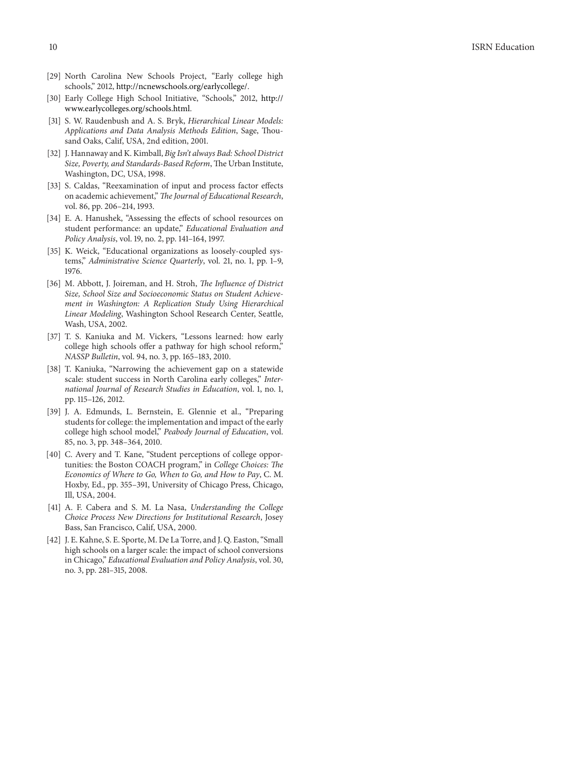[29] North Carolina New Schools Project, "Early college high schools," 2012, http://ncnewschools.org/earlycollege/.

[30] Early College High School Initiative, "Schools," 2012, http://www.earlycolleges.org/schools.html.

[31] S. W. Raudenbush and A. S. Bryk, *Hierarchical Linear Models: Applications and Data Analysis Methods Edition*, Sage, Thousand Oaks, Calif, USA, 2nd edition, 2001.

[32] J. Hannaway and K. Kimball, *Big Isn't always Bad: School District Size, Poverty, and Standards-Based Reform*, The Urban Institute, Washington, DC, USA, 1998.

[33] S. Caldas, "Reexamination of input and process factor effects on academic achievement," *The Journal of Educational Research*, vol. 86, pp. 206–214, 1993.

[34] E. A. Hanushek, "Assessing the effects of school resources on student performance: an update," *Educational Evaluation and Policy Analysis*, vol. 19, no. 2, pp. 141–164, 1997.

[35] K. Weick, "Educational organizations as loosely-coupled systems," *Administrative Science Quarterly*, vol. 21, no. 1, pp. 1–9, 1976.

[36] M. Abbott, J. Joireman, and H. Stroh, *The Influence of District Size, School Size and Socioeconomic Status on Student Achievement in Washington: A Replication Study Using Hierarchical Linear Modeling*, Washington School Research Center, Seattle, Wash, USA, 2002.

[37] T. S. Kaniuka and M. Vickers, "Lessons learned: how early college high schools offer a pathway for high school reform," *NASSP Bulletin*, vol. 94, no. 3, pp. 165–183, 2010.

[38] T. Kaniuka, "Narrowing the achievement gap on a statewide scale: student success in North Carolina early colleges," *International Journal of Research Studies in Education*, vol. 1, no. 1, pp. 115–126, 2012.

[39] J. A. Edmunds, L. Bernstein, E. Glennie et al., "Preparing students for college: the implementation and impact of the early college high school model," *Peabody Journal of Education*, vol. 85, no. 3, pp. 348–364, 2010.

[40] C. Avery and T. Kane, "Student perceptions of college opportunities: the Boston COACH program," in *College Choices: The Economics of Where to Go, When to Go, and How to Pay*, C. M. Hoxby, Ed., pp. 355–391, University of Chicago Press, Chicago, Ill, USA, 2004.

[41] A. F. Cabera and S. M. La Nasa, *Understanding the College Choice Process New Directions for Institutional Research*, Josey Bass, San Francisco, Calif, USA, 2000.

[42] J. E. Kahne, S. E. Sporte, M. De La Torre, and J. Q. Easton, "Small high schools on a larger scale: the impact of school conversions in Chicago," *Educational Evaluation and Policy Analysis*, vol. 30, no. 3, pp. 281–315, 2008.